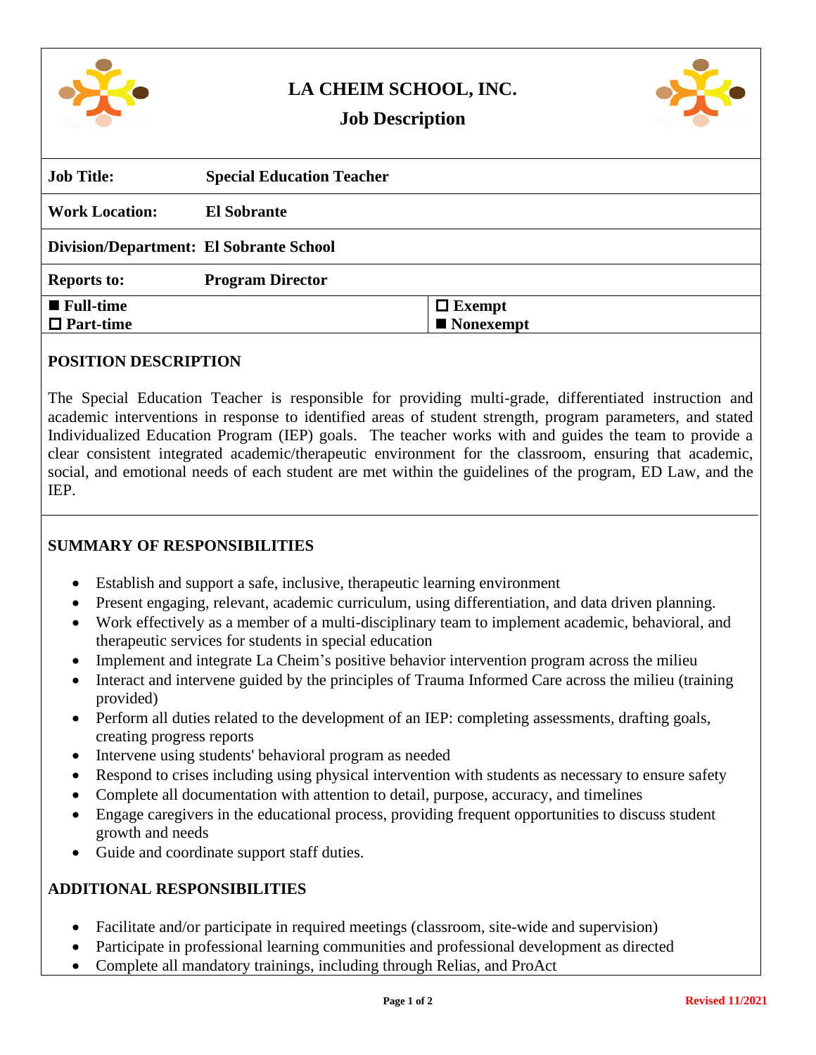# LA CHEIM SCHOOL, INC.

## Job Description

| | |
|---|---|
| **Job Title:** | **Special Education Teacher** |
| **Work Location:** | **El Sobrante** |
| **Division/Department:** | **El Sobrante School** |
| **Reports to:** | **Program Director** |
| **■ Full-time**<br>**☐ Part-time** | **☐ Exempt**<br>**■ Nonexempt** |

### POSITION DESCRIPTION

The Special Education Teacher is responsible for providing multi-grade, differentiated instruction and academic interventions in response to identified areas of student strength, program parameters, and stated Individualized Education Program (IEP) goals. The teacher works with and guides the team to provide a clear consistent integrated academic/therapeutic environment for the classroom, ensuring that academic, social, and emotional needs of each student are met within the guidelines of the program, ED Law, and the IEP.

### SUMMARY OF RESPONSIBILITIES

- Establish and support a safe, inclusive, therapeutic learning environment
- Present engaging, relevant, academic curriculum, using differentiation, and data driven planning.
- Work effectively as a member of a multi-disciplinary team to implement academic, behavioral, and therapeutic services for students in special education
- Implement and integrate La Cheim's positive behavior intervention program across the milieu
- Interact and intervene guided by the principles of Trauma Informed Care across the milieu (training provided)
- Perform all duties related to the development of an IEP: completing assessments, drafting goals, creating progress reports
- Intervene using students' behavioral program as needed
- Respond to crises including using physical intervention with students as necessary to ensure safety
- Complete all documentation with attention to detail, purpose, accuracy, and timelines
- Engage caregivers in the educational process, providing frequent opportunities to discuss student growth and needs
- Guide and coordinate support staff duties.

### ADDITIONAL RESPONSIBILITIES

- Facilitate and/or participate in required meetings (classroom, site-wide and supervision)
- Participate in professional learning communities and professional development as directed
- Complete all mandatory trainings, including through Relias, and ProAct

Revised 11/2021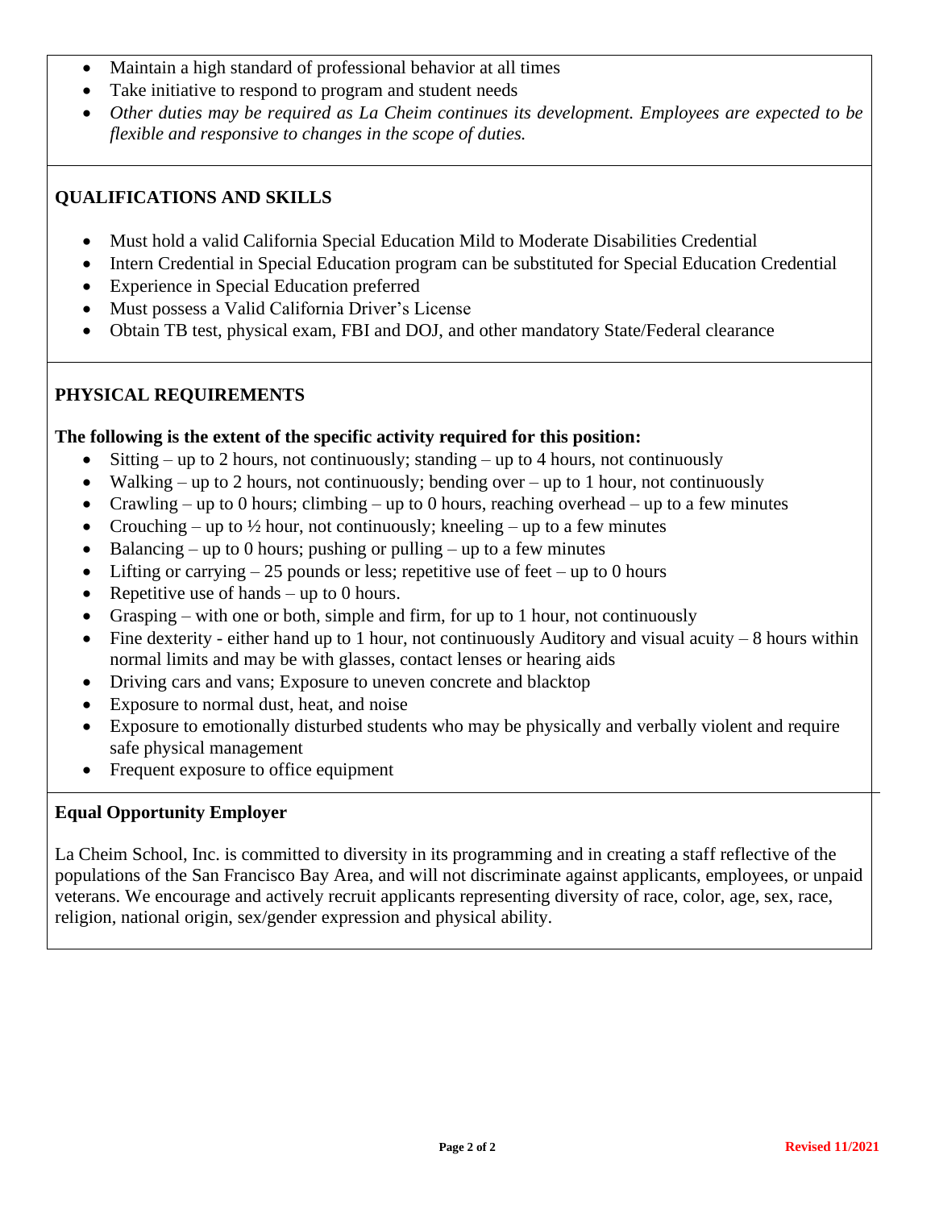- Maintain a high standard of professional behavior at all times
- Take initiative to respond to program and student needs
- *Other duties may be required as La Cheim continues its development. Employees are expected to be flexible and responsive to changes in the scope of duties.*

## QUALIFICATIONS AND SKILLS

- Must hold a valid California Special Education Mild to Moderate Disabilities Credential
- Intern Credential in Special Education program can be substituted for Special Education Credential
- Experience in Special Education preferred
- Must possess a Valid California Driver's License
- Obtain TB test, physical exam, FBI and DOJ, and other mandatory State/Federal clearance

## PHYSICAL REQUIREMENTS

**The following is the extent of the specific activity required for this position:**

- Sitting – up to 2 hours, not continuously; standing – up to 4 hours, not continuously
- Walking – up to 2 hours, not continuously; bending over – up to 1 hour, not continuously
- Crawling – up to 0 hours; climbing – up to 0 hours, reaching overhead – up to a few minutes
- Crouching – up to ½ hour, not continuously; kneeling – up to a few minutes
- Balancing – up to 0 hours; pushing or pulling – up to a few minutes
- Lifting or carrying – 25 pounds or less; repetitive use of feet – up to 0 hours
- Repetitive use of hands – up to 0 hours.
- Grasping – with one or both, simple and firm, for up to 1 hour, not continuously
- Fine dexterity - either hand up to 1 hour, not continuously Auditory and visual acuity – 8 hours within normal limits and may be with glasses, contact lenses or hearing aids
- Driving cars and vans; Exposure to uneven concrete and blacktop
- Exposure to normal dust, heat, and noise
- Exposure to emotionally disturbed students who may be physically and verbally violent and require safe physical management
- Frequent exposure to office equipment

## Equal Opportunity Employer

La Cheim School, Inc. is committed to diversity in its programming and in creating a staff reflective of the populations of the San Francisco Bay Area, and will not discriminate against applicants, employees, or unpaid veterans. We encourage and actively recruit applicants representing diversity of race, color, age, sex, race, religion, national origin, sex/gender expression and physical ability.

Revised 11/2021